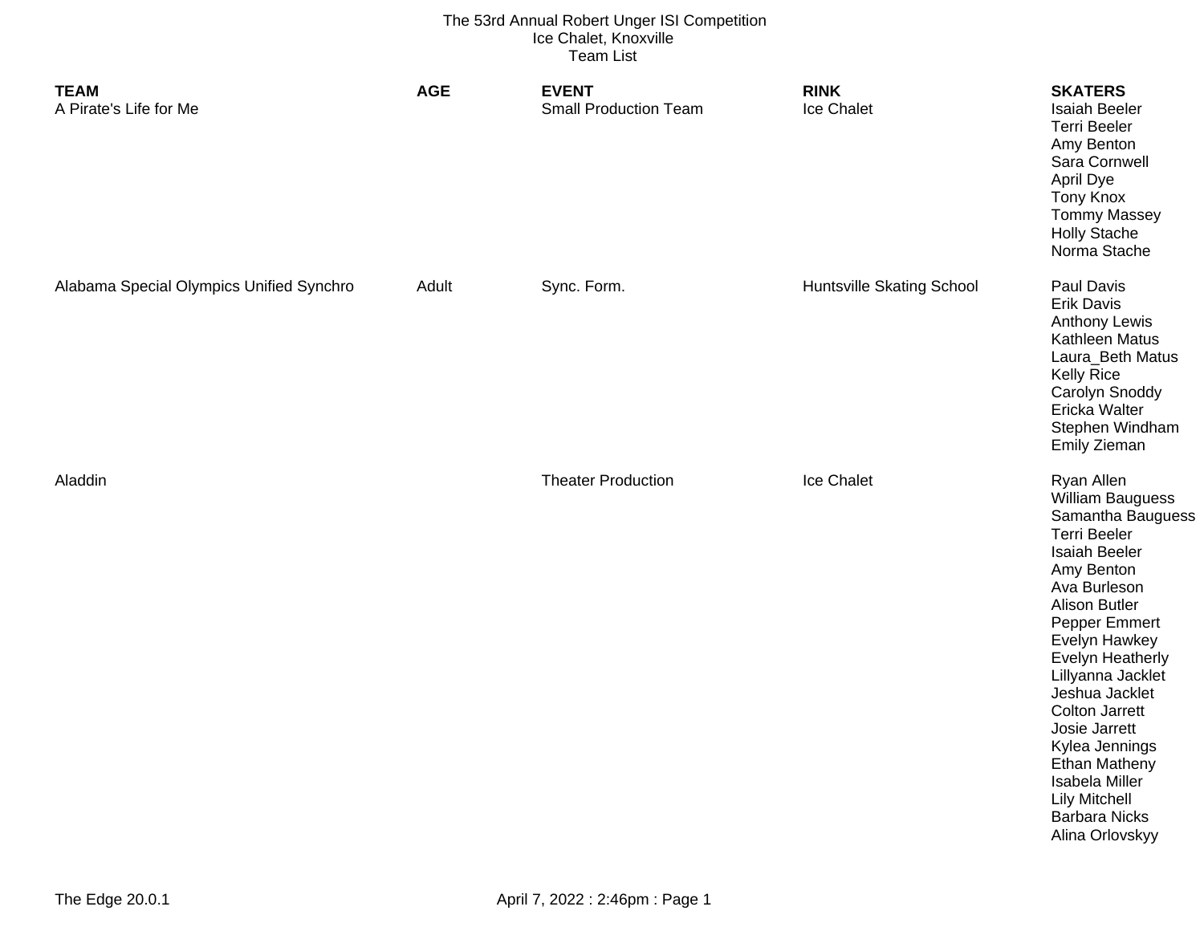The 53rd Annual Robert Unger ISI Competition
Ice Chalet, Knoxville
Team List

| TEAM | AGE | EVENT | RINK | SKATERS |
|---|---|---|---|---|
| A Pirate's Life for Me | | Small Production Team | Ice Chalet | Isaiah Beeler<br>Terri Beeler<br>Amy Benton<br>Sara Cornwell<br>April Dye<br>Tony Knox<br>Tommy Massey<br>Holly Stache<br>Norma Stache |
| Alabama Special Olympics Unified Synchro | Adult | Sync. Form. | Huntsville Skating School | Paul Davis<br>Erik Davis<br>Anthony Lewis<br>Kathleen Matus<br>Laura_Beth Matus<br>Kelly Rice<br>Carolyn Snoddy<br>Ericka Walter<br>Stephen Windham<br>Emily Zieman |
| Aladdin | | Theater Production | Ice Chalet | Ryan Allen<br>William Bauguess<br>Samantha Bauguess<br>Terri Beeler<br>Isaiah Beeler<br>Amy Benton<br>Ava Burleson<br>Alison Butler<br>Pepper Emmert<br>Evelyn Hawkey<br>Evelyn Heatherly<br>Lillyanna Jacklet<br>Jeshua Jacklet<br>Colton Jarrett<br>Josie Jarrett<br>Kylea Jennings<br>Ethan Matheny<br>Isabela Miller<br>Lily Mitchell<br>Barbara Nicks<br>Alina Orlovskyy |

The Edge 20.0.1 April 7, 2022 : 2:46pm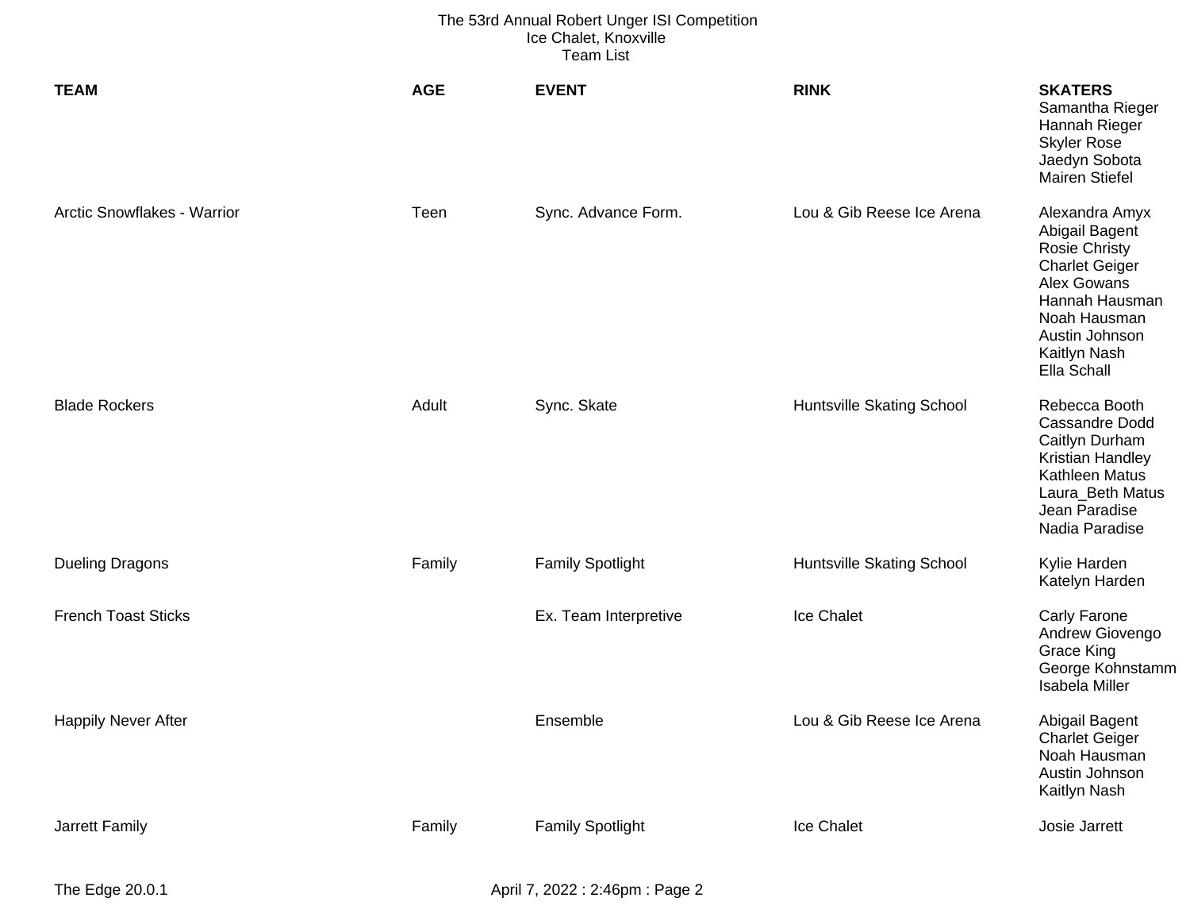The 53rd Annual Robert Unger ISI Competition
Ice Chalet, Knoxville
Team List

| TEAM | AGE | EVENT | RINK | SKATERS |
|---|---|---|---|---|
| | | | | Samantha Rieger<br>Hannah Rieger<br>Skyler Rose<br>Jaedyn Sobota<br>Mairen Stiefel |
| Arctic Snowflakes - Warrior | Teen | Sync. Advance Form. | Lou & Gib Reese Ice Arena | Alexandra Amyx<br>Abigail Bagent<br>Rosie Christy<br>Charlet Geiger<br>Alex Gowans<br>Hannah Hausman<br>Noah Hausman<br>Austin Johnson<br>Kaitlyn Nash<br>Ella Schall |
| Blade Rockers | Adult | Sync. Skate | Huntsville Skating School | Rebecca Booth<br>Cassandre Dodd<br>Caitlyn Durham<br>Kristian Handley<br>Kathleen Matus<br>Laura_Beth Matus<br>Jean Paradise<br>Nadia Paradise |
| Dueling Dragons | Family | Family Spotlight | Huntsville Skating School | Kylie Harden<br>Katelyn Harden |
| French Toast Sticks | | Ex. Team Interpretive | Ice Chalet | Carly Farone<br>Andrew Giovengo<br>Grace King<br>George Kohnstamm<br>Isabela Miller |
| Happily Never After | | Ensemble | Lou & Gib Reese Ice Arena | Abigail Bagent<br>Charlet Geiger<br>Noah Hausman<br>Austin Johnson<br>Kaitlyn Nash |
| Jarrett Family | Family | Family Spotlight | Ice Chalet | Josie Jarrett |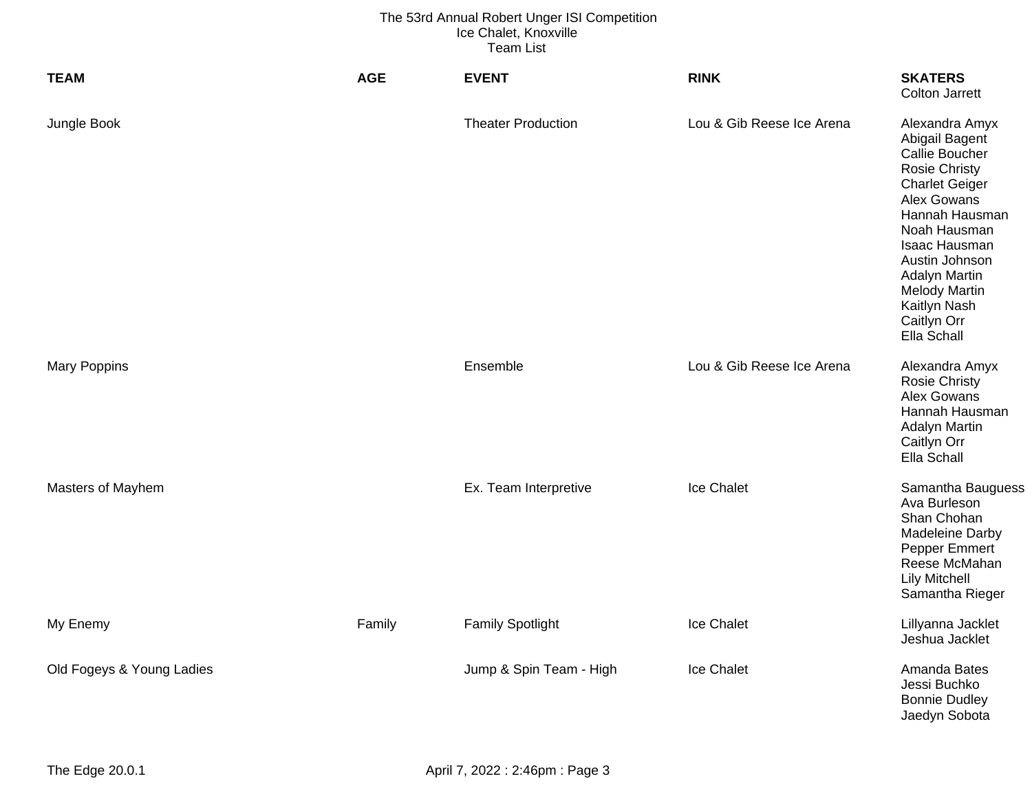The 53rd Annual Robert Unger ISI Competition
Ice Chalet, Knoxville
Team List

| TEAM | AGE | EVENT | RINK | SKATERS |
|---|---|---|---|---|
| | | | | Colton Jarrett |
| Jungle Book | | Theater Production | Lou & Gib Reese Ice Arena | Alexandra Amyx<br>Abigail Bagent<br>Callie Boucher<br>Rosie Christy<br>Charlet Geiger<br>Alex Gowans<br>Hannah Hausman<br>Noah Hausman<br>Isaac Hausman<br>Austin Johnson<br>Adalyn Martin<br>Melody Martin<br>Kaitlyn Nash<br>Caitlyn Orr<br>Ella Schall |
| Mary Poppins | | Ensemble | Lou & Gib Reese Ice Arena | Alexandra Amyx<br>Rosie Christy<br>Alex Gowans<br>Hannah Hausman<br>Adalyn Martin<br>Caitlyn Orr<br>Ella Schall |
| Masters of Mayhem | | Ex. Team Interpretive | Ice Chalet | Samantha Bauguess<br>Ava Burleson<br>Shan Chohan<br>Madeleine Darby<br>Pepper Emmert<br>Reese McMahan<br>Lily Mitchell<br>Samantha Rieger |
| My Enemy | Family | Family Spotlight | Ice Chalet | Lillyanna Jacklet<br>Jeshua Jacklet |
| Old Fogeys & Young Ladies | | Jump & Spin Team - High | Ice Chalet | Amanda Bates<br>Jessi Buchko<br>Bonnie Dudley<br>Jaedyn Sobota |

The Edge 20.0.1 April 7, 2022 : 2:46pm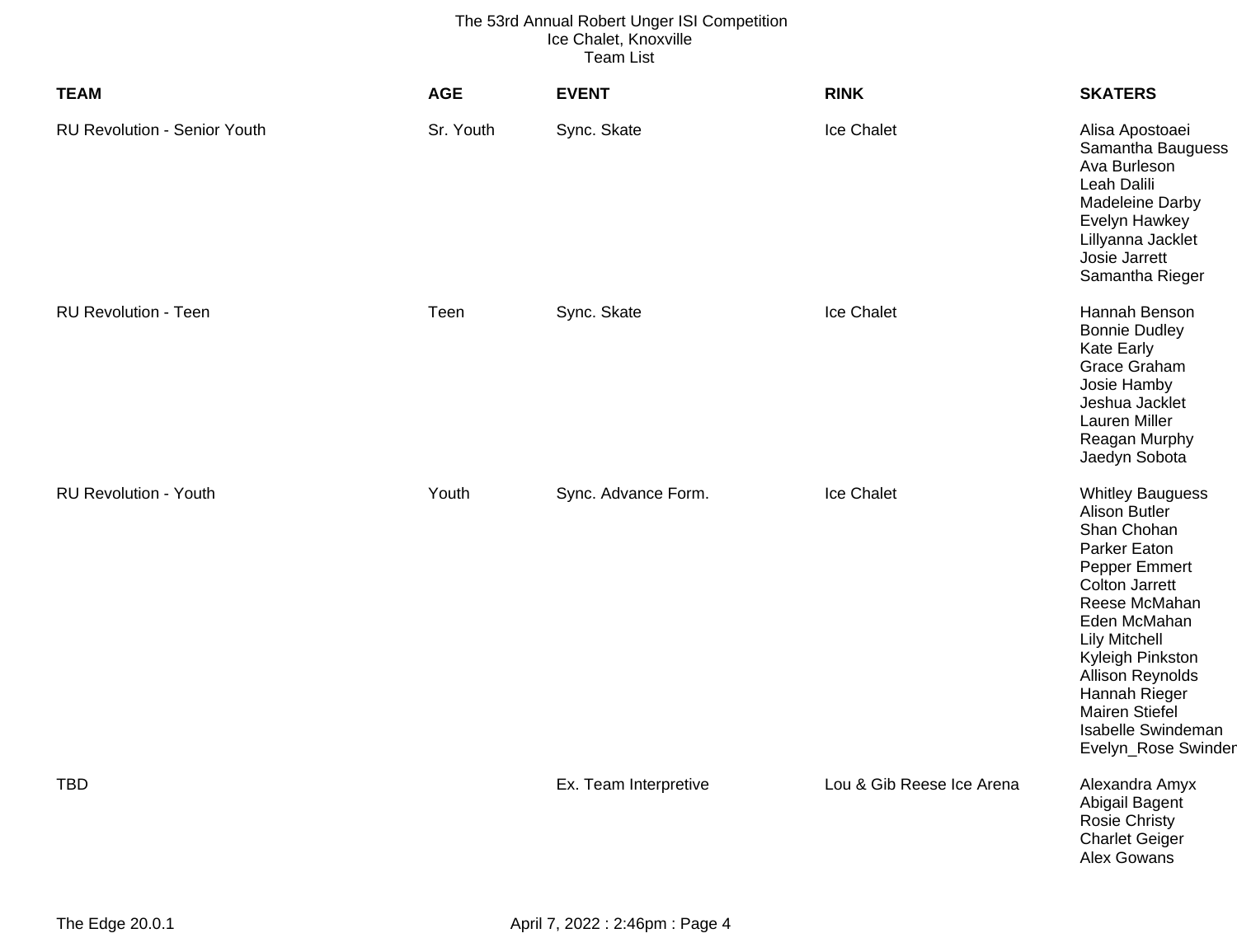The 53rd Annual Robert Unger ISI Competition
Ice Chalet, Knoxville
Team List

| TEAM | AGE | EVENT | RINK | SKATERS |
|---|---|---|---|---|
| RU Revolution - Senior Youth | Sr. Youth | Sync. Skate | Ice Chalet | Alisa Apostoaei<br>Samantha Bauguess<br>Ava Burleson<br>Leah Dalili<br>Madeleine Darby<br>Evelyn Hawkey<br>Lillyanna Jacklet<br>Josie Jarrett<br>Samantha Rieger |
| RU Revolution - Teen | Teen | Sync. Skate | Ice Chalet | Hannah Benson<br>Bonnie Dudley<br>Kate Early<br>Grace Graham<br>Josie Hamby<br>Jeshua Jacklet<br>Lauren Miller<br>Reagan Murphy<br>Jaedyn Sobota |
| RU Revolution - Youth | Youth | Sync. Advance Form. | Ice Chalet | Whitley Bauguess<br>Alison Butler<br>Shan Chohan<br>Parker Eaton<br>Pepper Emmert<br>Colton Jarrett<br>Reese McMahan<br>Eden McMahan<br>Lily Mitchell<br>Kyleigh Pinkston<br>Allison Reynolds<br>Hannah Rieger<br>Mairen Stiefel<br>Isabelle Swindeman<br>Evelyn_Rose Swinder |
| TBD | | Ex. Team Interpretive | Lou & Gib Reese Ice Arena | Alexandra Amyx<br>Abigail Bagent<br>Rosie Christy<br>Charlet Geiger<br>Alex Gowans |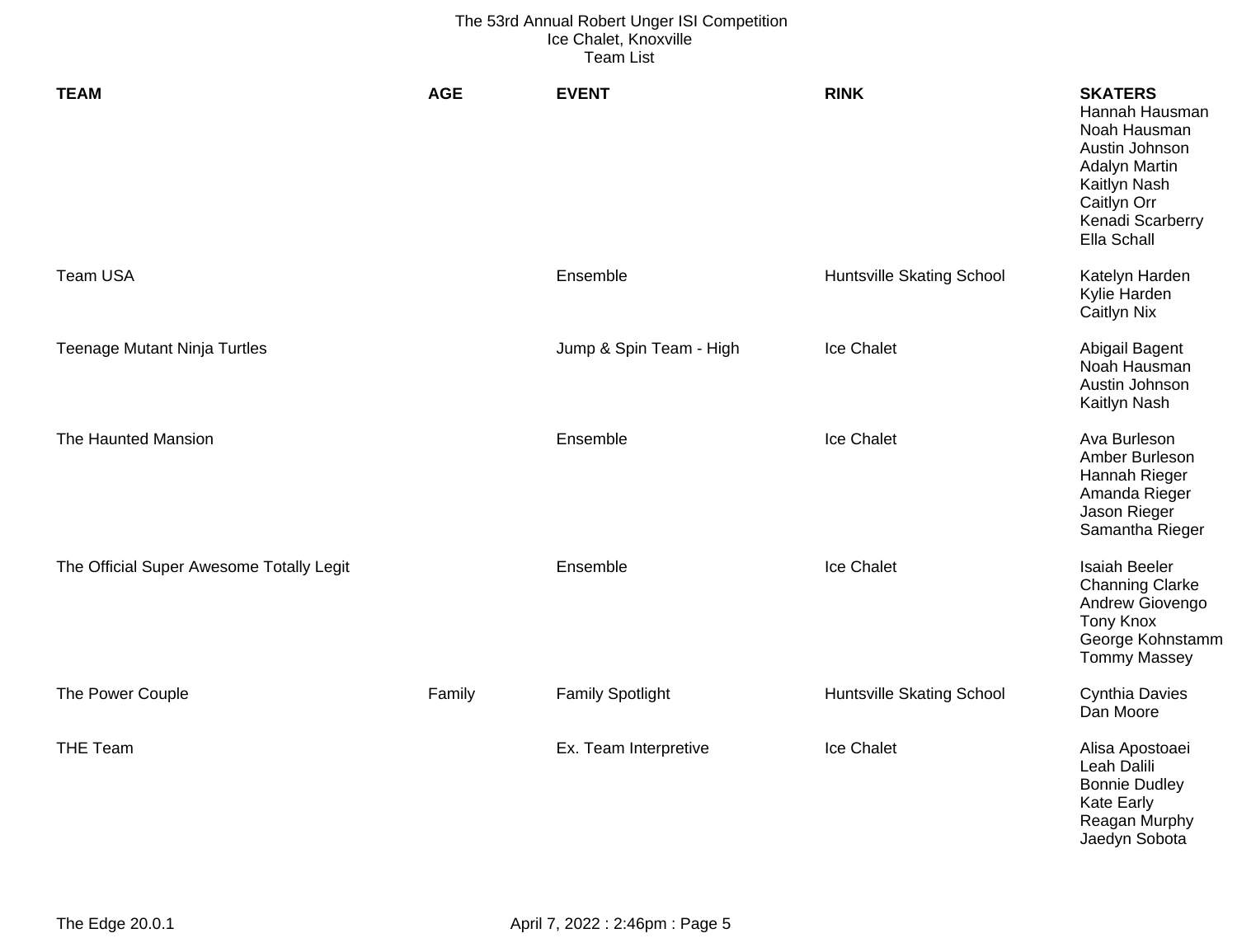The 53rd Annual Robert Unger ISI Competition
Ice Chalet, Knoxville
Team List

| TEAM | AGE | EVENT | RINK | SKATERS |
|---|---|---|---|---|
| | | | | Hannah Hausman<br>Noah Hausman<br>Austin Johnson<br>Adalyn Martin<br>Kaitlyn Nash<br>Caitlyn Orr<br>Kenadi Scarberry<br>Ella Schall |
| Team USA | | Ensemble | Huntsville Skating School | Katelyn Harden<br>Kylie Harden<br>Caitlyn Nix |
| Teenage Mutant Ninja Turtles | | Jump & Spin Team - High | Ice Chalet | Abigail Bagent<br>Noah Hausman<br>Austin Johnson<br>Kaitlyn Nash |
| The Haunted Mansion | | Ensemble | Ice Chalet | Ava Burleson<br>Amber Burleson<br>Hannah Rieger<br>Amanda Rieger<br>Jason Rieger<br>Samantha Rieger |
| The Official Super Awesome Totally Legit | | Ensemble | Ice Chalet | Isaiah Beeler<br>Channing Clarke<br>Andrew Giovengo<br>Tony Knox<br>George Kohnstamm<br>Tommy Massey |
| The Power Couple | Family | Family Spotlight | Huntsville Skating School | Cynthia Davies<br>Dan Moore |
| THE Team | | Ex. Team Interpretive | Ice Chalet | Alisa Apostoaei<br>Leah Dalili<br>Bonnie Dudley<br>Kate Early<br>Reagan Murphy<br>Jaedyn Sobota |

The Edge 20.0.1 April 7, 2022 : 2:46pm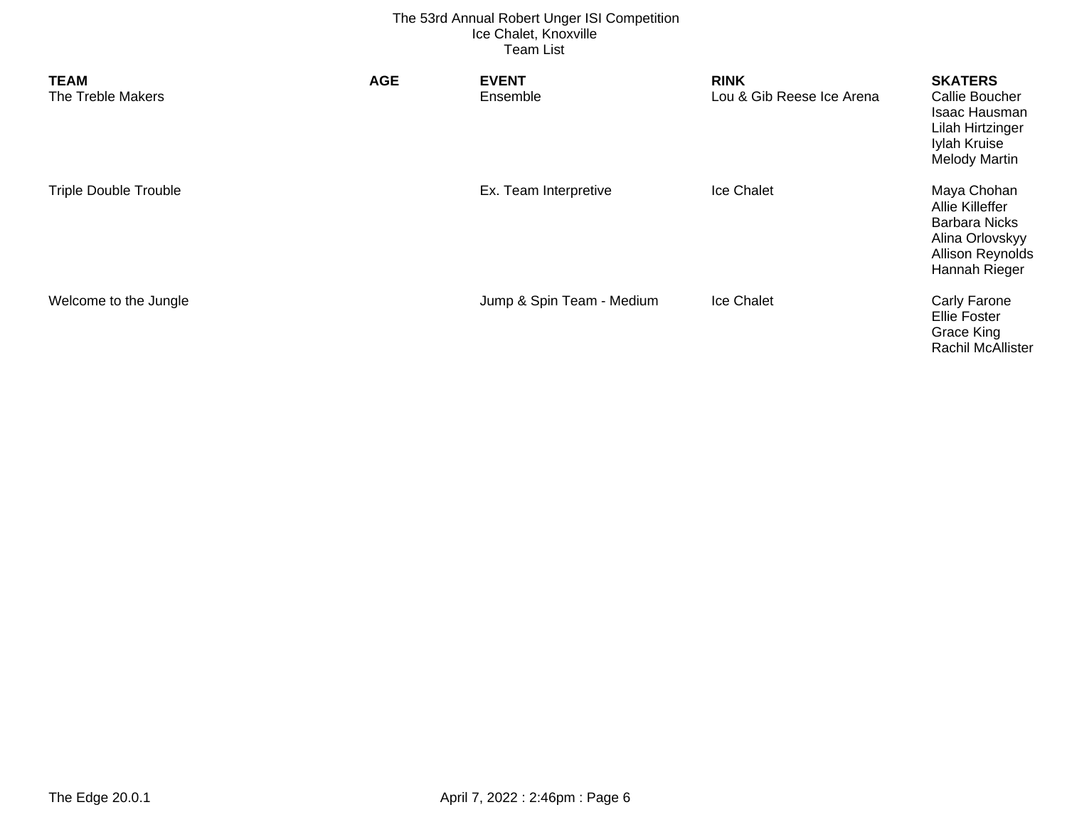The 53rd Annual Robert Unger ISI Competition
Ice Chalet, Knoxville
Team List

| TEAM | AGE | EVENT | RINK | SKATERS |
|---|---|---|---|---|
| The Treble Makers | | Ensemble | Lou & Gib Reese Ice Arena | Callie Boucher<br>Isaac Hausman<br>Lilah Hirtzinger<br>Iylah Kruise<br>Melody Martin |
| Triple Double Trouble | | Ex. Team Interpretive | Ice Chalet | Maya Chohan<br>Allie Killeffer<br>Barbara Nicks<br>Alina Orlovskyy<br>Allison Reynolds<br>Hannah Rieger |
| Welcome to the Jungle | | Jump & Spin Team - Medium | Ice Chalet | Carly Farone<br>Ellie Foster<br>Grace King<br>Rachil McAllister |

The Edge 20.0.1 April 7, 2022 : 2:46pm